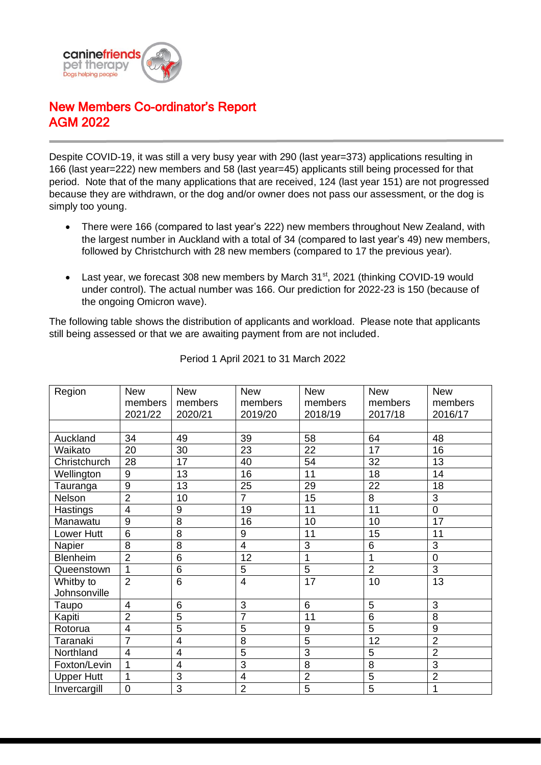# New Members Co-ordinator's Report
# AGM 2022

Despite COVID-19, it was still a very busy year with 290 (last year=373) applications resulting in 166 (last year=222) new members and 58 (last year=45) applicants still being processed for that period. Note that of the many applications that are received, 124 (last year 151) are not progressed because they are withdrawn, or the dog and/or owner does not pass our assessment, or the dog is simply too young.

- There were 166 (compared to last year's 222) new members throughout New Zealand, with the largest number in Auckland with a total of 34 (compared to last year's 49) new members, followed by Christchurch with 28 new members (compared to 17 the previous year).

- Last year, we forecast 308 new members by March 31st, 2021 (thinking COVID-19 would under control). The actual number was 166. Our prediction for 2022-23 is 150 (because of the ongoing Omicron wave).

The following table shows the distribution of applicants and workload. Please note that applicants still being assessed or that we are awaiting payment from are not included.

Period 1 April 2021 to 31 March 2022

| Region | New members 2021/22 | New members 2020/21 | New members 2019/20 | New members 2018/19 | New members 2017/18 | New members 2016/17 |
|---|---|---|---|---|---|---|
| | | | | | | |
| Auckland | 34 | 49 | 39 | 58 | 64 | 48 |
| Waikato | 20 | 30 | 23 | 22 | 17 | 16 |
| Christchurch | 28 | 17 | 40 | 54 | 32 | 13 |
| Wellington | 9 | 13 | 16 | 11 | 18 | 14 |
| Tauranga | 9 | 13 | 25 | 29 | 22 | 18 |
| Nelson | 2 | 10 | 7 | 15 | 8 | 3 |
| Hastings | 4 | 9 | 19 | 11 | 11 | 0 |
| Manawatu | 9 | 8 | 16 | 10 | 10 | 17 |
| Lower Hutt | 6 | 8 | 9 | 11 | 15 | 11 |
| Napier | 8 | 8 | 4 | 3 | 6 | 3 |
| Blenheim | 2 | 6 | 12 | 1 | 1 | 0 |
| Queenstown | 1 | 6 | 5 | 5 | 2 | 3 |
| Whitby to Johnsonville | 2 | 6 | 4 | 17 | 10 | 13 |
| Taupo | 4 | 6 | 3 | 6 | 5 | 3 |
| Kapiti | 2 | 5 | 7 | 11 | 6 | 8 |
| Rotorua | 4 | 5 | 5 | 9 | 5 | 9 |
| Taranaki | 7 | 4 | 8 | 5 | 12 | 2 |
| Northland | 4 | 4 | 5 | 3 | 5 | 2 |
| Foxton/Levin | 1 | 4 | 3 | 8 | 8 | 3 |
| Upper Hutt | 1 | 3 | 4 | 2 | 5 | 2 |
| Invercargill | 0 | 3 | 2 | 5 | 5 | 1 |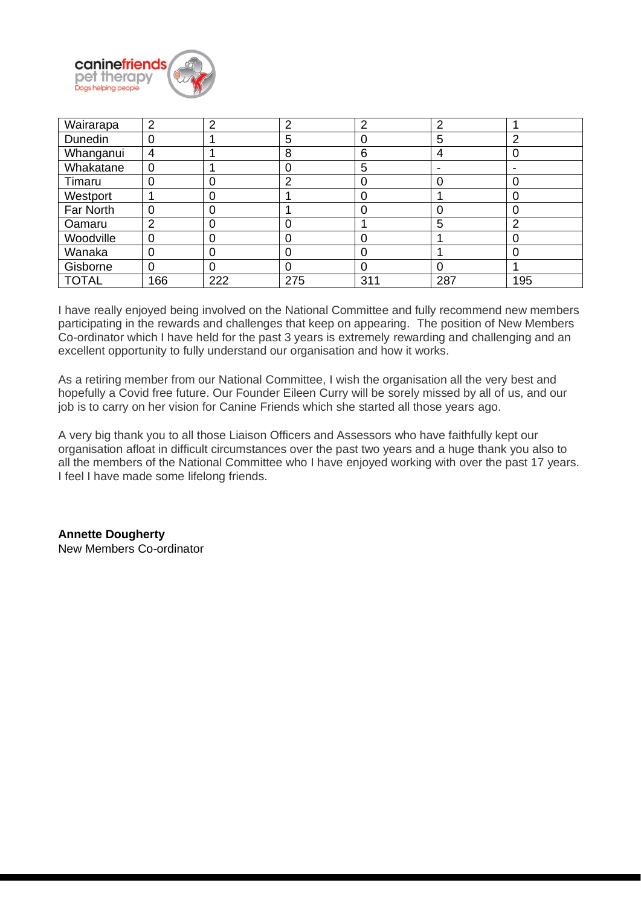| | | | | | | |
|---|---|---|---|---|---|---|
| Wairarapa | 2 | 2 | 2 | 2 | 2 | 1 |
| Dunedin | 0 | 1 | 5 | 0 | 5 | 2 |
| Whanganui | 4 | 1 | 8 | 6 | 4 | 0 |
| Whakatane | 0 | 1 | 0 | 5 | - | - |
| Timaru | 0 | 0 | 2 | 0 | 0 | 0 |
| Westport | 1 | 0 | 1 | 0 | 1 | 0 |
| Far North | 0 | 0 | 1 | 0 | 0 | 0 |
| Oamaru | 2 | 0 | 0 | 1 | 5 | 2 |
| Woodville | 0 | 0 | 0 | 0 | 1 | 0 |
| Wanaka | 0 | 0 | 0 | 0 | 1 | 0 |
| Gisborne | 0 | 0 | 0 | 0 | 0 | 1 |
| TOTAL | 166 | 222 | 275 | 311 | 287 | 195 |

I have really enjoyed being involved on the National Committee and fully recommend new members participating in the rewards and challenges that keep on appearing. The position of New Members Co-ordinator which I have held for the past 3 years is extremely rewarding and challenging and an excellent opportunity to fully understand our organisation and how it works.

As a retiring member from our National Committee, I wish the organisation all the very best and hopefully a Covid free future. Our Founder Eileen Curry will be sorely missed by all of us, and our job is to carry on her vision for Canine Friends which she started all those years ago.

A very big thank you to all those Liaison Officers and Assessors who have faithfully kept our organisation afloat in difficult circumstances over the past two years and a huge thank you also to all the members of the National Committee who I have enjoyed working with over the past 17 years. I feel I have made some lifelong friends.

**Annette Dougherty**
New Members Co-ordinator